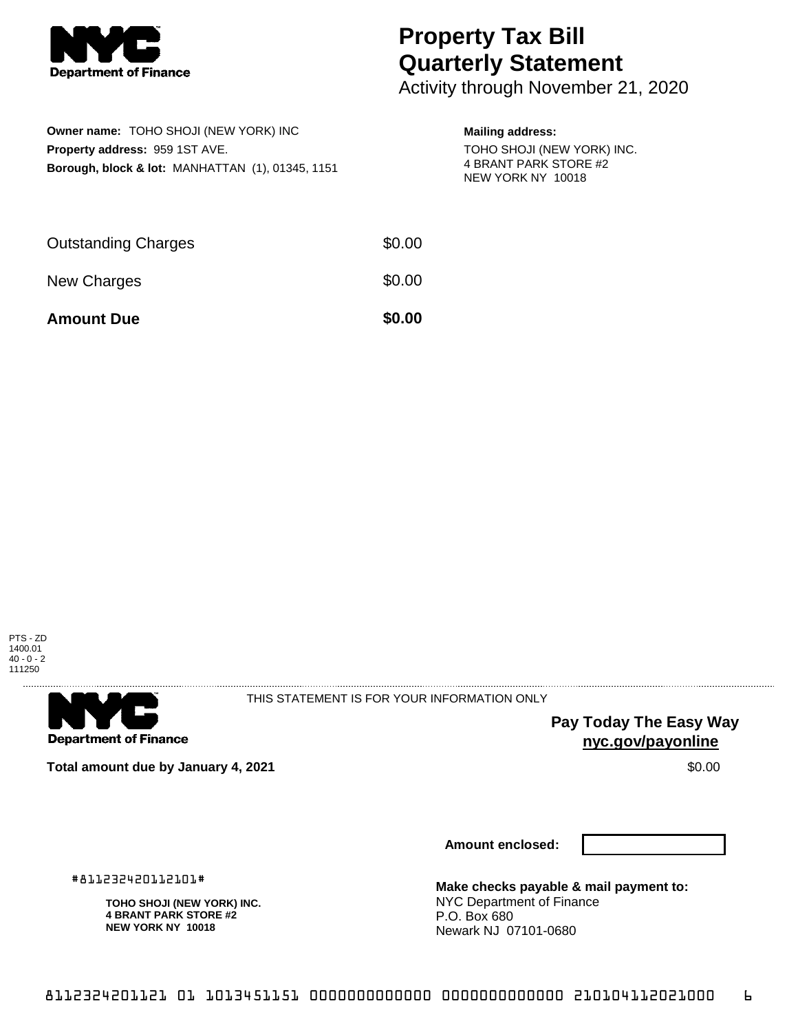Department of Finance

# Property Tax Bill Quarterly Statement

Activity through November 21, 2020

**Owner name:** TOHO SHOJI (NEW YORK) INC
**Property address:** 959 1ST AVE.
**Borough, block & lot:** MANHATTAN (1), 01345, 1151

**Mailing address:**
TOHO SHOJI (NEW YORK) INC.
4 BRANT PARK STORE #2
NEW YORK NY 10018

| | |
|---|---|
| Outstanding Charges | $0.00 |
| New Charges | $0.00 |
| **Amount Due** | **$0.00** |

PTS - ZD
1400.01
40 - 0 - 2
111250

Department of Finance

THIS STATEMENT IS FOR YOUR INFORMATION ONLY

**Pay Today The Easy Way**
**nyc.gov/payonline**

**Total amount due by January 4, 2021** $0.00

**Amount enclosed:**

#811232420112101#

**TOHO SHOJI (NEW YORK) INC.**
**4 BRANT PARK STORE #2**
**NEW YORK NY 10018**

**Make checks payable & mail payment to:**
NYC Department of Finance
P.O. Box 680
Newark NJ 07101-0680

8112324201121 01 1013451151 0000000000000 0000000000000 210104112021000 6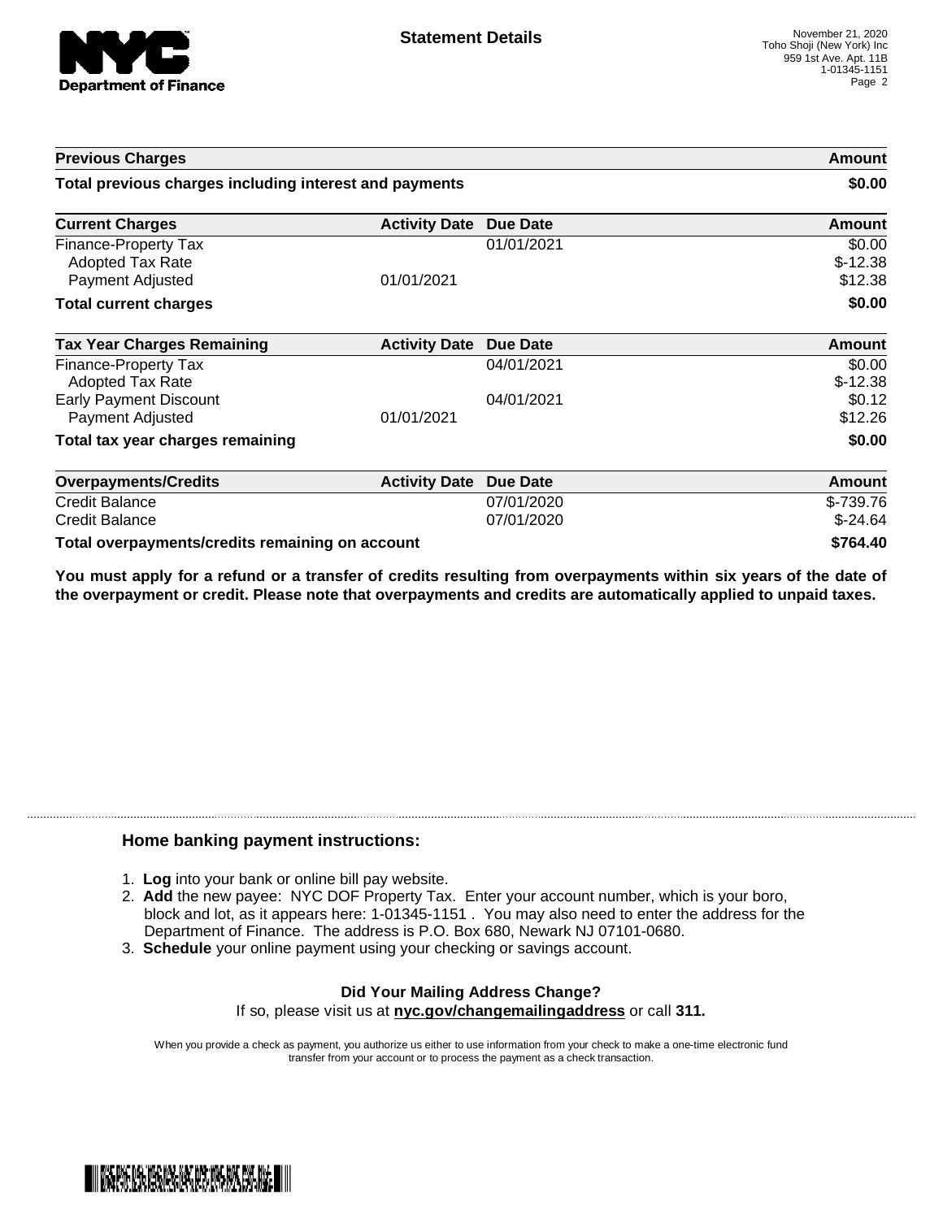# Statement Details

November 21, 2020
Toho Shoji (New York) Inc
959 1st Ave. Apt. 11B
1-01345-1151

| Previous Charges | | | Amount |
| --- | --- | --- | --- |
| **Total previous charges including interest and payments** | | | **$0.00** |

| Current Charges | Activity Date | Due Date | Amount |
| --- | --- | --- | --- |
| Finance-Property Tax | | 01/01/2021 | $0.00 |
| Adopted Tax Rate | | | $-12.38 |
| Payment Adjusted | 01/01/2021 | | $12.38 |
| **Total current charges** | | | **$0.00** |

| Tax Year Charges Remaining | Activity Date | Due Date | Amount |
| --- | --- | --- | --- |
| Finance-Property Tax | | 04/01/2021 | $0.00 |
| Adopted Tax Rate | | | $-12.38 |
| Early Payment Discount | | 04/01/2021 | $0.12 |
| Payment Adjusted | 01/01/2021 | | $12.26 |
| **Total tax year charges remaining** | | | **$0.00** |

| Overpayments/Credits | Activity Date | Due Date | Amount |
| --- | --- | --- | --- |
| Credit Balance | | 07/01/2020 | $-739.76 |
| Credit Balance | | 07/01/2020 | $-24.64 |
| **Total overpayments/credits remaining on account** | | | **$764.40** |

**You must apply for a refund or a transfer of credits resulting from overpayments within six years of the date of the overpayment or credit. Please note that overpayments and credits are automatically applied to unpaid taxes.**

### Home banking payment instructions:

1. **Log** into your bank or online bill pay website.
2. **Add** the new payee: NYC DOF Property Tax. Enter your account number, which is your boro, block and lot, as it appears here: 1-01345-1151 . You may also need to enter the address for the Department of Finance. The address is P.O. Box 680, Newark NJ 07101-0680.
3. **Schedule** your online payment using your checking or savings account.

**Did Your Mailing Address Change?**
If so, please visit us at **nyc.gov/changemailingaddress** or call **311.**

When you provide a check as payment, you authorize us either to use information from your check to make a one-time electronic fund transfer from your account or to process the payment as a check transaction.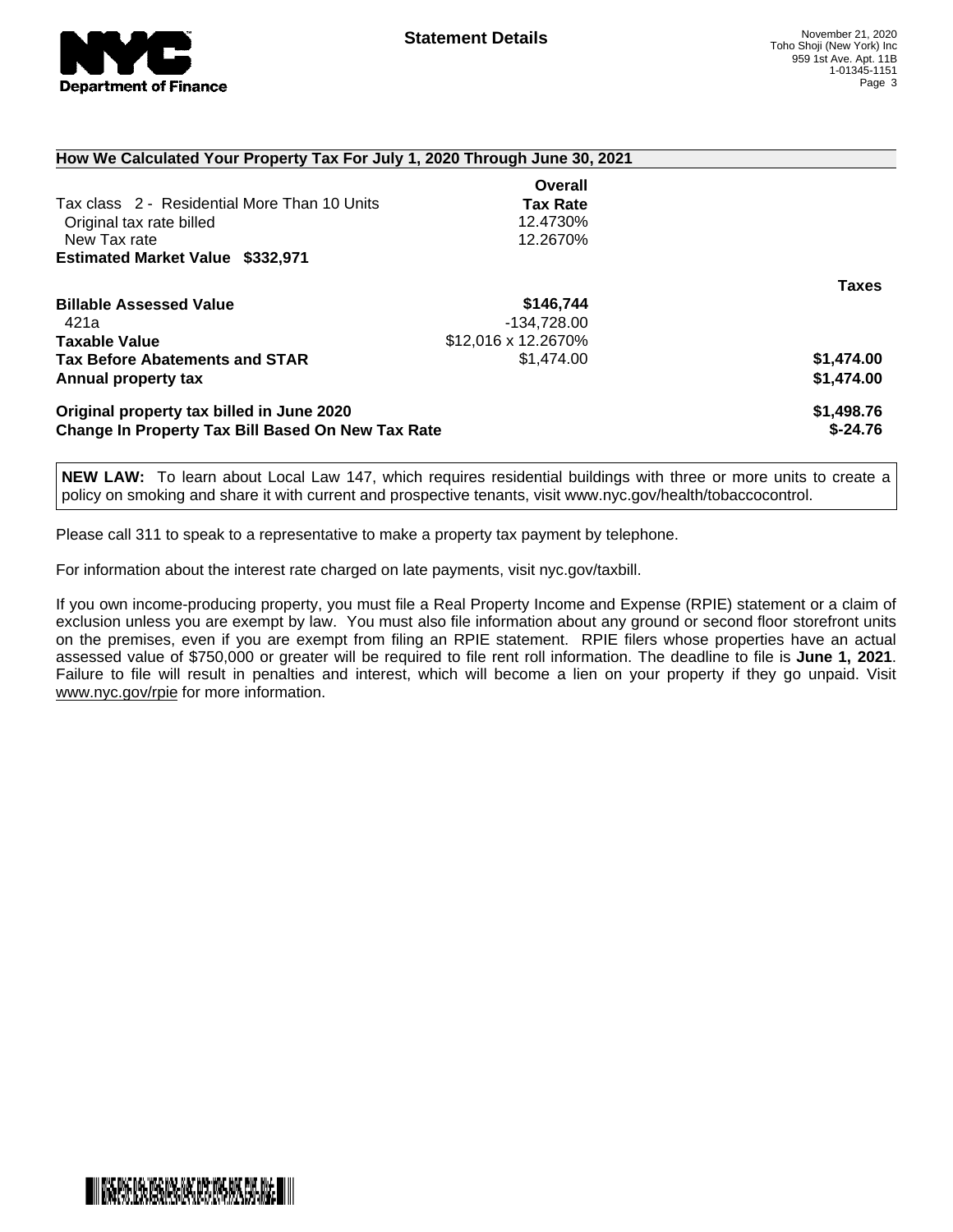## Statement Details

November 21, 2020
Toho Shoji (New York) Inc
959 1st Ave. Apt. 11B
1-01345-1151

### How We Calculated Your Property Tax For July 1, 2020 Through June 30, 2021

| | Overall Tax Rate | |
|---|---|---|
| Tax class 2 - Residential More Than 10 Units | | |
| Original tax rate billed | 12.4730% | |
| New Tax rate | 12.2670% | |
| **Estimated Market Value $332,971** | | |
| | | **Taxes** |
| **Billable Assessed Value** | **$146,744** | |
| 421a | -134,728.00 | |
| **Taxable Value** | $12,016 x 12.2670% | |
| **Tax Before Abatements and STAR** | $1,474.00 | **$1,474.00** |
| **Annual property tax** | | **$1,474.00** |
| **Original property tax billed in June 2020** | | **$1,498.76** |
| **Change In Property Tax Bill Based On New Tax Rate** | | **$-24.76** |

**NEW LAW:** To learn about Local Law 147, which requires residential buildings with three or more units to create a policy on smoking and share it with current and prospective tenants, visit www.nyc.gov/health/tobaccocontrol.

Please call 311 to speak to a representative to make a property tax payment by telephone.

For information about the interest rate charged on late payments, visit nyc.gov/taxbill.

If you own income-producing property, you must file a Real Property Income and Expense (RPIE) statement or a claim of exclusion unless you are exempt by law. You must also file information about any ground or second floor storefront units on the premises, even if you are exempt from filing an RPIE statement. RPIE filers whose properties have an actual assessed value of $750,000 or greater will be required to file rent roll information. The deadline to file is **June 1, 2021**. Failure to file will result in penalties and interest, which will become a lien on your property if they go unpaid. Visit www.nyc.gov/rpie for more information.